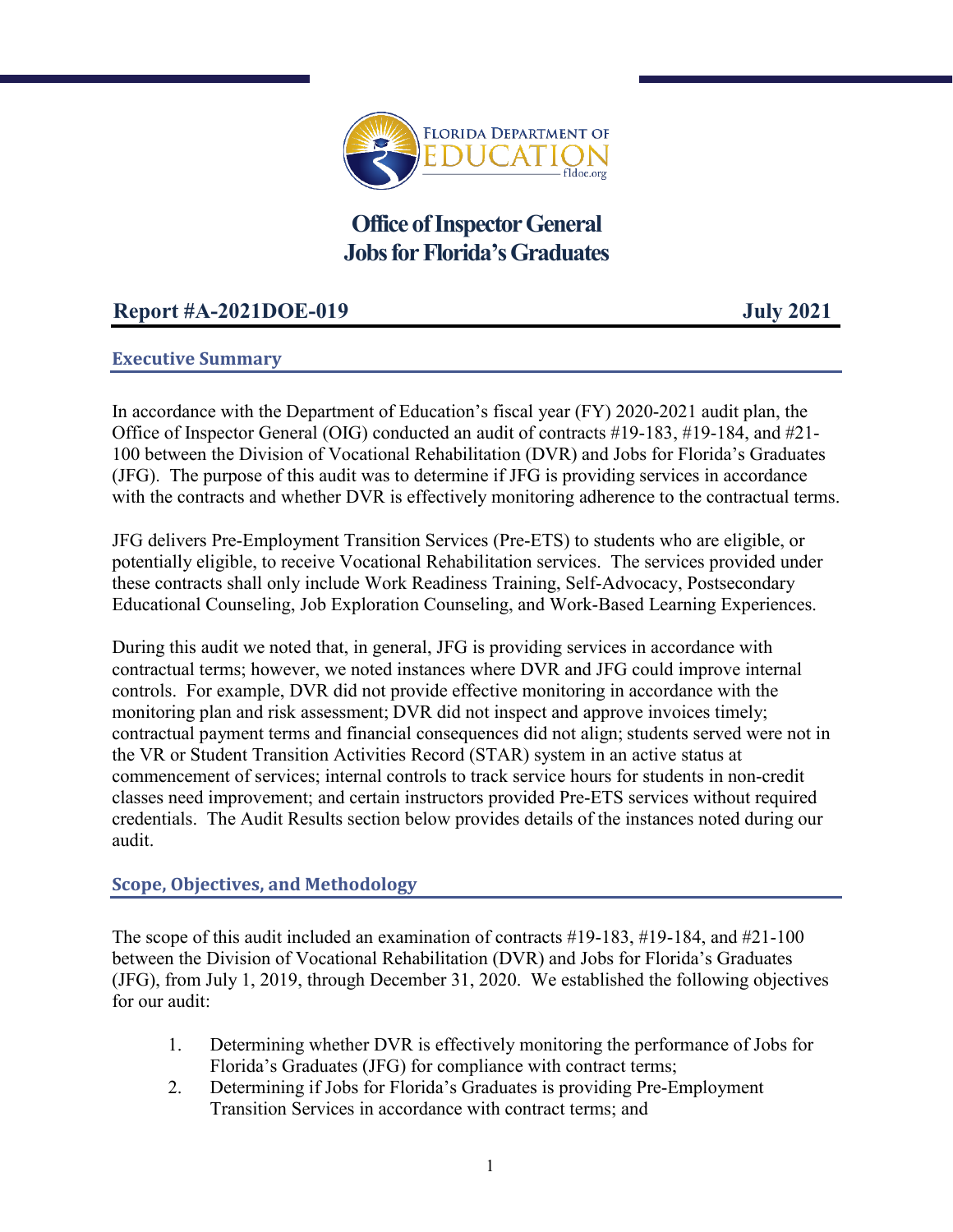# Office of Inspector General
# Jobs for Florida's Graduates

**Report #A-2021DOE-019** **July 2021**

## Executive Summary

In accordance with the Department of Education's fiscal year (FY) 2020-2021 audit plan, the Office of Inspector General (OIG) conducted an audit of contracts #19-183, #19-184, and #21-100 between the Division of Vocational Rehabilitation (DVR) and Jobs for Florida's Graduates (JFG). The purpose of this audit was to determine if JFG is providing services in accordance with the contracts and whether DVR is effectively monitoring adherence to the contractual terms.

JFG delivers Pre-Employment Transition Services (Pre-ETS) to students who are eligible, or potentially eligible, to receive Vocational Rehabilitation services. The services provided under these contracts shall only include Work Readiness Training, Self-Advocacy, Postsecondary Educational Counseling, Job Exploration Counseling, and Work-Based Learning Experiences.

During this audit we noted that, in general, JFG is providing services in accordance with contractual terms; however, we noted instances where DVR and JFG could improve internal controls. For example, DVR did not provide effective monitoring in accordance with the monitoring plan and risk assessment; DVR did not inspect and approve invoices timely; contractual payment terms and financial consequences did not align; students served were not in the VR or Student Transition Activities Record (STAR) system in an active status at commencement of services; internal controls to track service hours for students in non-credit classes need improvement; and certain instructors provided Pre-ETS services without required credentials. The Audit Results section below provides details of the instances noted during our audit.

## Scope, Objectives, and Methodology

The scope of this audit included an examination of contracts #19-183, #19-184, and #21-100 between the Division of Vocational Rehabilitation (DVR) and Jobs for Florida's Graduates (JFG), from July 1, 2019, through December 31, 2020. We established the following objectives for our audit:

1. Determining whether DVR is effectively monitoring the performance of Jobs for Florida's Graduates (JFG) for compliance with contract terms;
2. Determining if Jobs for Florida's Graduates is providing Pre-Employment Transition Services in accordance with contract terms; and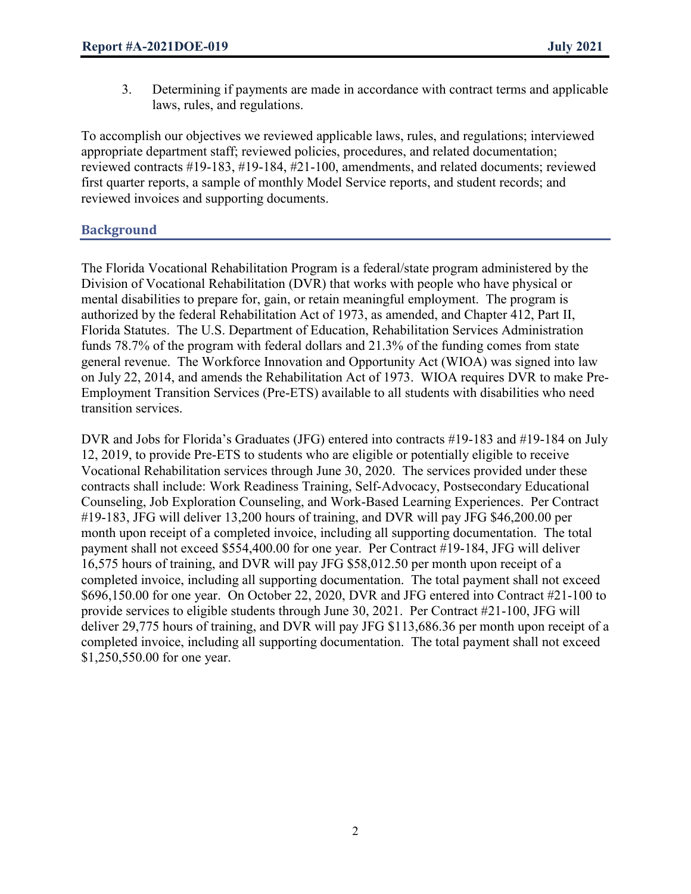3. Determining if payments are made in accordance with contract terms and applicable laws, rules, and regulations.

To accomplish our objectives we reviewed applicable laws, rules, and regulations; interviewed appropriate department staff; reviewed policies, procedures, and related documentation; reviewed contracts #19-183, #19-184, #21-100, amendments, and related documents; reviewed first quarter reports, a sample of monthly Model Service reports, and student records; and reviewed invoices and supporting documents.

## Background

The Florida Vocational Rehabilitation Program is a federal/state program administered by the Division of Vocational Rehabilitation (DVR) that works with people who have physical or mental disabilities to prepare for, gain, or retain meaningful employment. The program is authorized by the federal Rehabilitation Act of 1973, as amended, and Chapter 412, Part II, Florida Statutes. The U.S. Department of Education, Rehabilitation Services Administration funds 78.7% of the program with federal dollars and 21.3% of the funding comes from state general revenue. The Workforce Innovation and Opportunity Act (WIOA) was signed into law on July 22, 2014, and amends the Rehabilitation Act of 1973. WIOA requires DVR to make Pre-Employment Transition Services (Pre-ETS) available to all students with disabilities who need transition services.

DVR and Jobs for Florida's Graduates (JFG) entered into contracts #19-183 and #19-184 on July 12, 2019, to provide Pre-ETS to students who are eligible or potentially eligible to receive Vocational Rehabilitation services through June 30, 2020. The services provided under these contracts shall include: Work Readiness Training, Self-Advocacy, Postsecondary Educational Counseling, Job Exploration Counseling, and Work-Based Learning Experiences. Per Contract #19-183, JFG will deliver 13,200 hours of training, and DVR will pay JFG $46,200.00 per month upon receipt of a completed invoice, including all supporting documentation. The total payment shall not exceed $554,400.00 for one year. Per Contract #19-184, JFG will deliver 16,575 hours of training, and DVR will pay JFG $58,012.50 per month upon receipt of a completed invoice, including all supporting documentation. The total payment shall not exceed $696,150.00 for one year. On October 22, 2020, DVR and JFG entered into Contract #21-100 to provide services to eligible students through June 30, 2021. Per Contract #21-100, JFG will deliver 29,775 hours of training, and DVR will pay JFG $113,686.36 per month upon receipt of a completed invoice, including all supporting documentation. The total payment shall not exceed $1,250,550.00 for one year.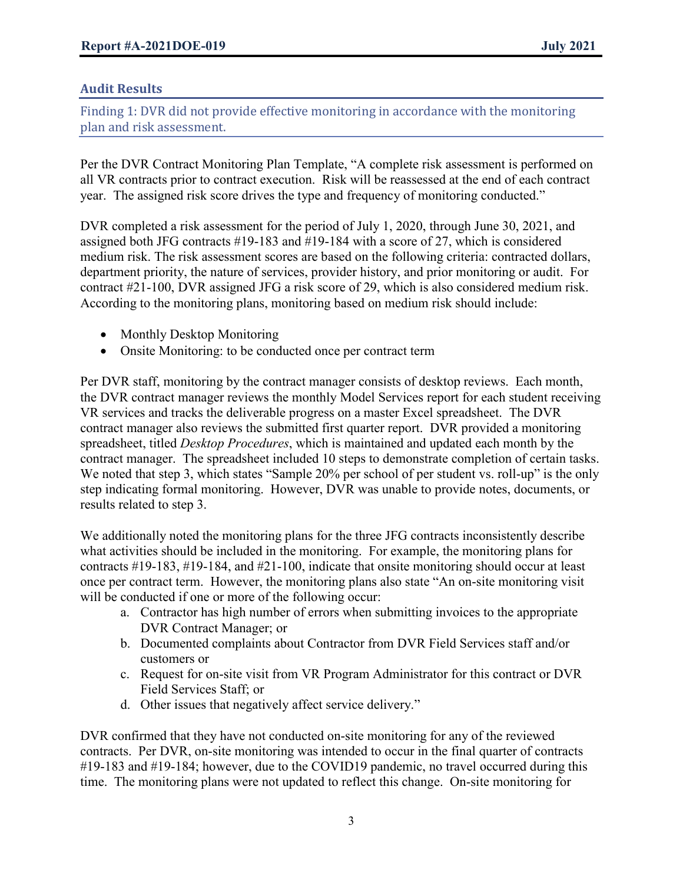## Audit Results

### Finding 1: DVR did not provide effective monitoring in accordance with the monitoring plan and risk assessment.

Per the DVR Contract Monitoring Plan Template, "A complete risk assessment is performed on all VR contracts prior to contract execution. Risk will be reassessed at the end of each contract year. The assigned risk score drives the type and frequency of monitoring conducted."

DVR completed a risk assessment for the period of July 1, 2020, through June 30, 2021, and assigned both JFG contracts #19-183 and #19-184 with a score of 27, which is considered medium risk. The risk assessment scores are based on the following criteria: contracted dollars, department priority, the nature of services, provider history, and prior monitoring or audit. For contract #21-100, DVR assigned JFG a risk score of 29, which is also considered medium risk. According to the monitoring plans, monitoring based on medium risk should include:

- Monthly Desktop Monitoring
- Onsite Monitoring: to be conducted once per contract term

Per DVR staff, monitoring by the contract manager consists of desktop reviews. Each month, the DVR contract manager reviews the monthly Model Services report for each student receiving VR services and tracks the deliverable progress on a master Excel spreadsheet. The DVR contract manager also reviews the submitted first quarter report. DVR provided a monitoring spreadsheet, titled *Desktop Procedures*, which is maintained and updated each month by the contract manager. The spreadsheet included 10 steps to demonstrate completion of certain tasks. We noted that step 3, which states "Sample 20% per school of per student vs. roll-up" is the only step indicating formal monitoring. However, DVR was unable to provide notes, documents, or results related to step 3.

We additionally noted the monitoring plans for the three JFG contracts inconsistently describe what activities should be included in the monitoring. For example, the monitoring plans for contracts #19-183, #19-184, and #21-100, indicate that onsite monitoring should occur at least once per contract term. However, the monitoring plans also state "An on-site monitoring visit will be conducted if one or more of the following occur:

a. Contractor has high number of errors when submitting invoices to the appropriate DVR Contract Manager; or
b. Documented complaints about Contractor from DVR Field Services staff and/or customers or
c. Request for on-site visit from VR Program Administrator for this contract or DVR Field Services Staff; or
d. Other issues that negatively affect service delivery."

DVR confirmed that they have not conducted on-site monitoring for any of the reviewed contracts. Per DVR, on-site monitoring was intended to occur in the final quarter of contracts #19-183 and #19-184; however, due to the COVID19 pandemic, no travel occurred during this time. The monitoring plans were not updated to reflect this change. On-site monitoring for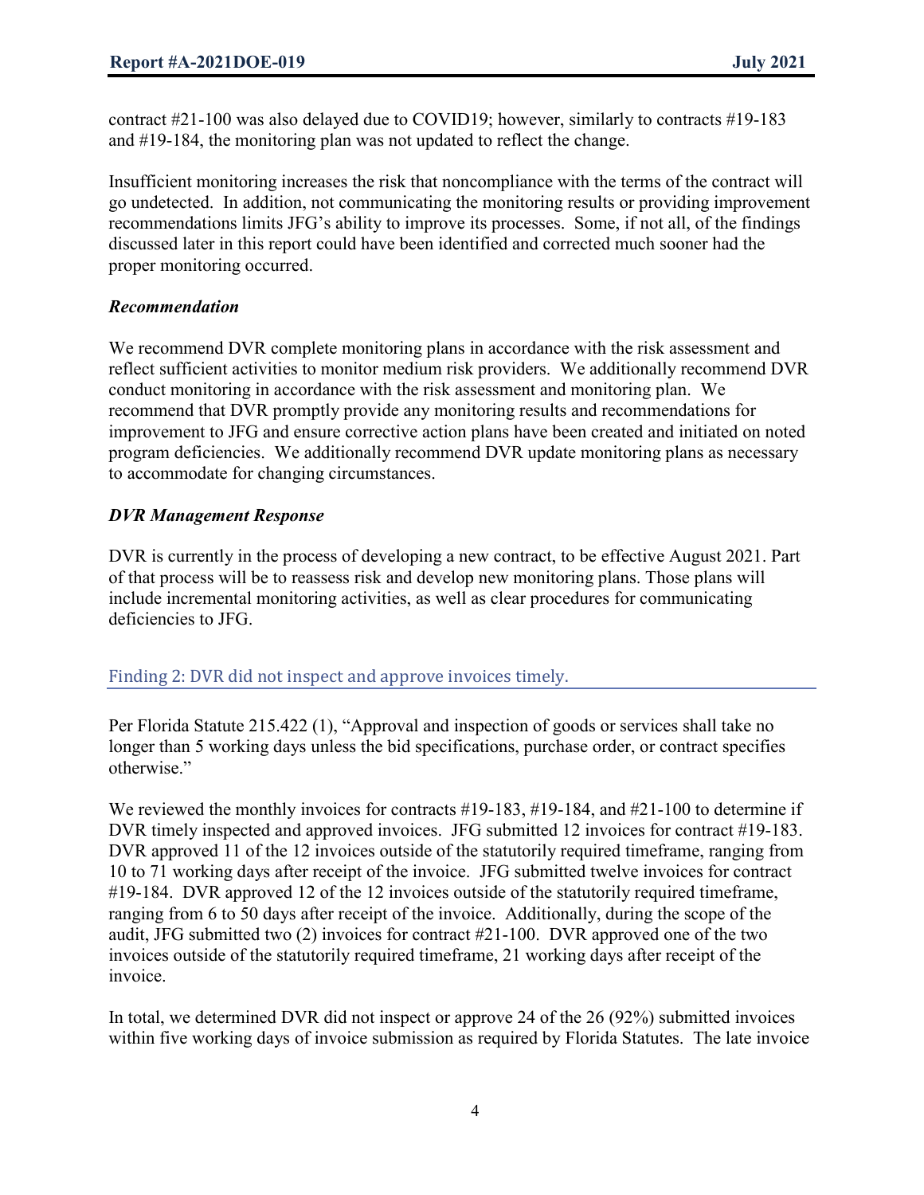contract #21-100 was also delayed due to COVID19; however, similarly to contracts #19-183 and #19-184, the monitoring plan was not updated to reflect the change.

Insufficient monitoring increases the risk that noncompliance with the terms of the contract will go undetected. In addition, not communicating the monitoring results or providing improvement recommendations limits JFG's ability to improve its processes. Some, if not all, of the findings discussed later in this report could have been identified and corrected much sooner had the proper monitoring occurred.

### *Recommendation*

We recommend DVR complete monitoring plans in accordance with the risk assessment and reflect sufficient activities to monitor medium risk providers. We additionally recommend DVR conduct monitoring in accordance with the risk assessment and monitoring plan. We recommend that DVR promptly provide any monitoring results and recommendations for improvement to JFG and ensure corrective action plans have been created and initiated on noted program deficiencies. We additionally recommend DVR update monitoring plans as necessary to accommodate for changing circumstances.

### *DVR Management Response*

DVR is currently in the process of developing a new contract, to be effective August 2021. Part of that process will be to reassess risk and develop new monitoring plans. Those plans will include incremental monitoring activities, as well as clear procedures for communicating deficiencies to JFG.

## Finding 2: DVR did not inspect and approve invoices timely.

Per Florida Statute 215.422 (1), "Approval and inspection of goods or services shall take no longer than 5 working days unless the bid specifications, purchase order, or contract specifies otherwise."

We reviewed the monthly invoices for contracts #19-183, #19-184, and #21-100 to determine if DVR timely inspected and approved invoices. JFG submitted 12 invoices for contract #19-183. DVR approved 11 of the 12 invoices outside of the statutorily required timeframe, ranging from 10 to 71 working days after receipt of the invoice. JFG submitted twelve invoices for contract #19-184. DVR approved 12 of the 12 invoices outside of the statutorily required timeframe, ranging from 6 to 50 days after receipt of the invoice. Additionally, during the scope of the audit, JFG submitted two (2) invoices for contract #21-100. DVR approved one of the two invoices outside of the statutorily required timeframe, 21 working days after receipt of the invoice.

In total, we determined DVR did not inspect or approve 24 of the 26 (92%) submitted invoices within five working days of invoice submission as required by Florida Statutes. The late invoice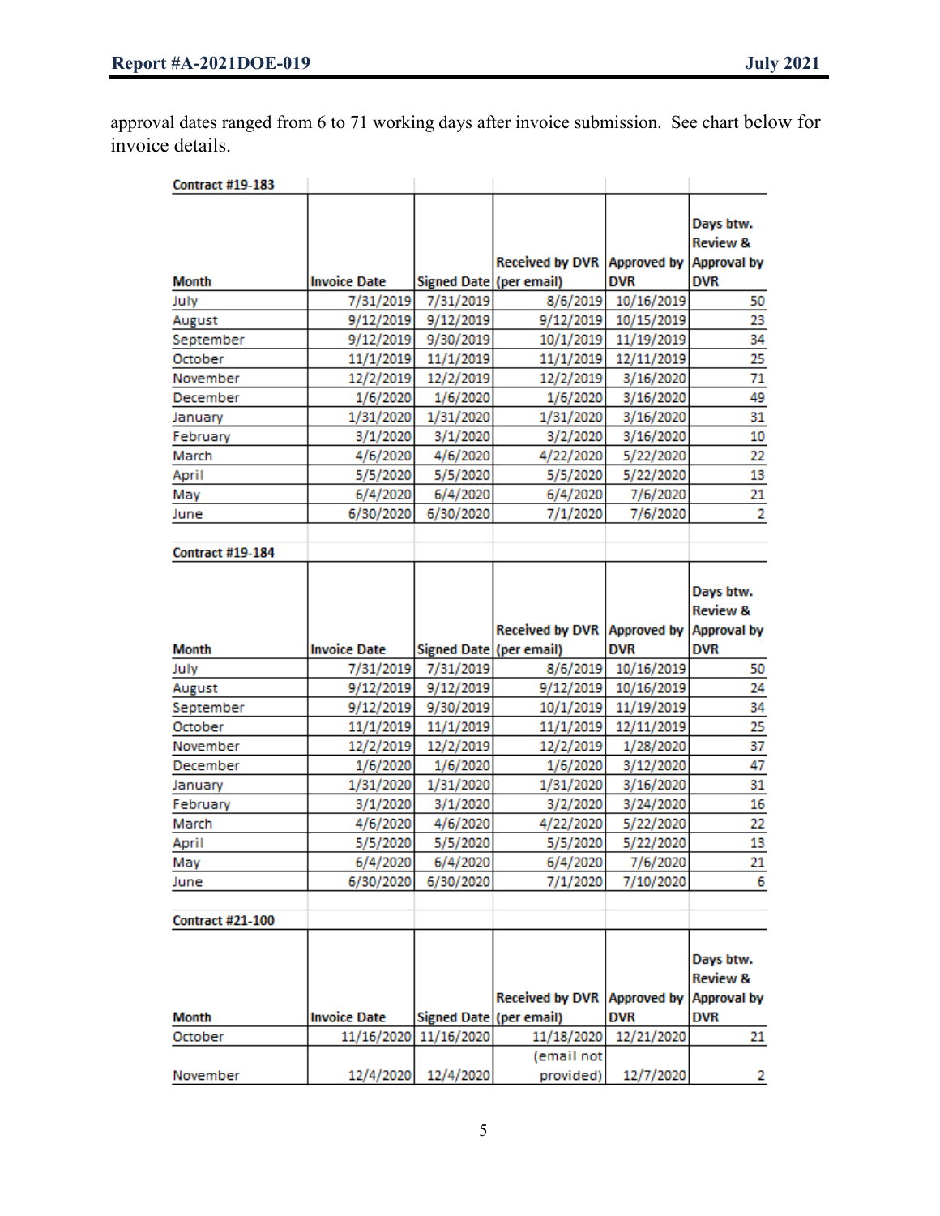approval dates ranged from 6 to 71 working days after invoice submission. See chart below for invoice details.

**Contract #19-183**

| Month | Invoice Date | Signed Date | Received by DVR (per email) | Approved by DVR | Days btw. Review & Approval by DVR |
|---|---|---|---|---|---|
| July | 7/31/2019 | 7/31/2019 | 8/6/2019 | 10/16/2019 | 50 |
| August | 9/12/2019 | 9/12/2019 | 9/12/2019 | 10/15/2019 | 23 |
| September | 9/12/2019 | 9/30/2019 | 10/1/2019 | 11/19/2019 | 34 |
| October | 11/1/2019 | 11/1/2019 | 11/1/2019 | 12/11/2019 | 25 |
| November | 12/2/2019 | 12/2/2019 | 12/2/2019 | 3/16/2020 | 71 |
| December | 1/6/2020 | 1/6/2020 | 1/6/2020 | 3/16/2020 | 49 |
| January | 1/31/2020 | 1/31/2020 | 1/31/2020 | 3/16/2020 | 31 |
| February | 3/1/2020 | 3/1/2020 | 3/2/2020 | 3/16/2020 | 10 |
| March | 4/6/2020 | 4/6/2020 | 4/22/2020 | 5/22/2020 | 22 |
| April | 5/5/2020 | 5/5/2020 | 5/5/2020 | 5/22/2020 | 13 |
| May | 6/4/2020 | 6/4/2020 | 6/4/2020 | 7/6/2020 | 21 |
| June | 6/30/2020 | 6/30/2020 | 7/1/2020 | 7/6/2020 | 2 |

**Contract #19-184**

| Month | Invoice Date | Signed Date | Received by DVR (per email) | Approved by DVR | Days btw. Review & Approval by DVR |
|---|---|---|---|---|---|
| July | 7/31/2019 | 7/31/2019 | 8/6/2019 | 10/16/2019 | 50 |
| August | 9/12/2019 | 9/12/2019 | 9/12/2019 | 10/16/2019 | 24 |
| September | 9/12/2019 | 9/30/2019 | 10/1/2019 | 11/19/2019 | 34 |
| October | 11/1/2019 | 11/1/2019 | 11/1/2019 | 12/11/2019 | 25 |
| November | 12/2/2019 | 12/2/2019 | 12/2/2019 | 1/28/2020 | 37 |
| December | 1/6/2020 | 1/6/2020 | 1/6/2020 | 3/12/2020 | 47 |
| January | 1/31/2020 | 1/31/2020 | 1/31/2020 | 3/16/2020 | 31 |
| February | 3/1/2020 | 3/1/2020 | 3/2/2020 | 3/24/2020 | 16 |
| March | 4/6/2020 | 4/6/2020 | 4/22/2020 | 5/22/2020 | 22 |
| April | 5/5/2020 | 5/5/2020 | 5/5/2020 | 5/22/2020 | 13 |
| May | 6/4/2020 | 6/4/2020 | 6/4/2020 | 7/6/2020 | 21 |
| June | 6/30/2020 | 6/30/2020 | 7/1/2020 | 7/10/2020 | 6 |

**Contract #21-100**

| Month | Invoice Date | Signed Date | Received by DVR (per email) | Approved by DVR | Days btw. Review & Approval by DVR |
|---|---|---|---|---|---|
| October | 11/16/2020 | 11/16/2020 | 11/18/2020 | 12/21/2020 | 21 |
| November | 12/4/2020 | 12/4/2020 | (email not provided) | 12/7/2020 | 2 |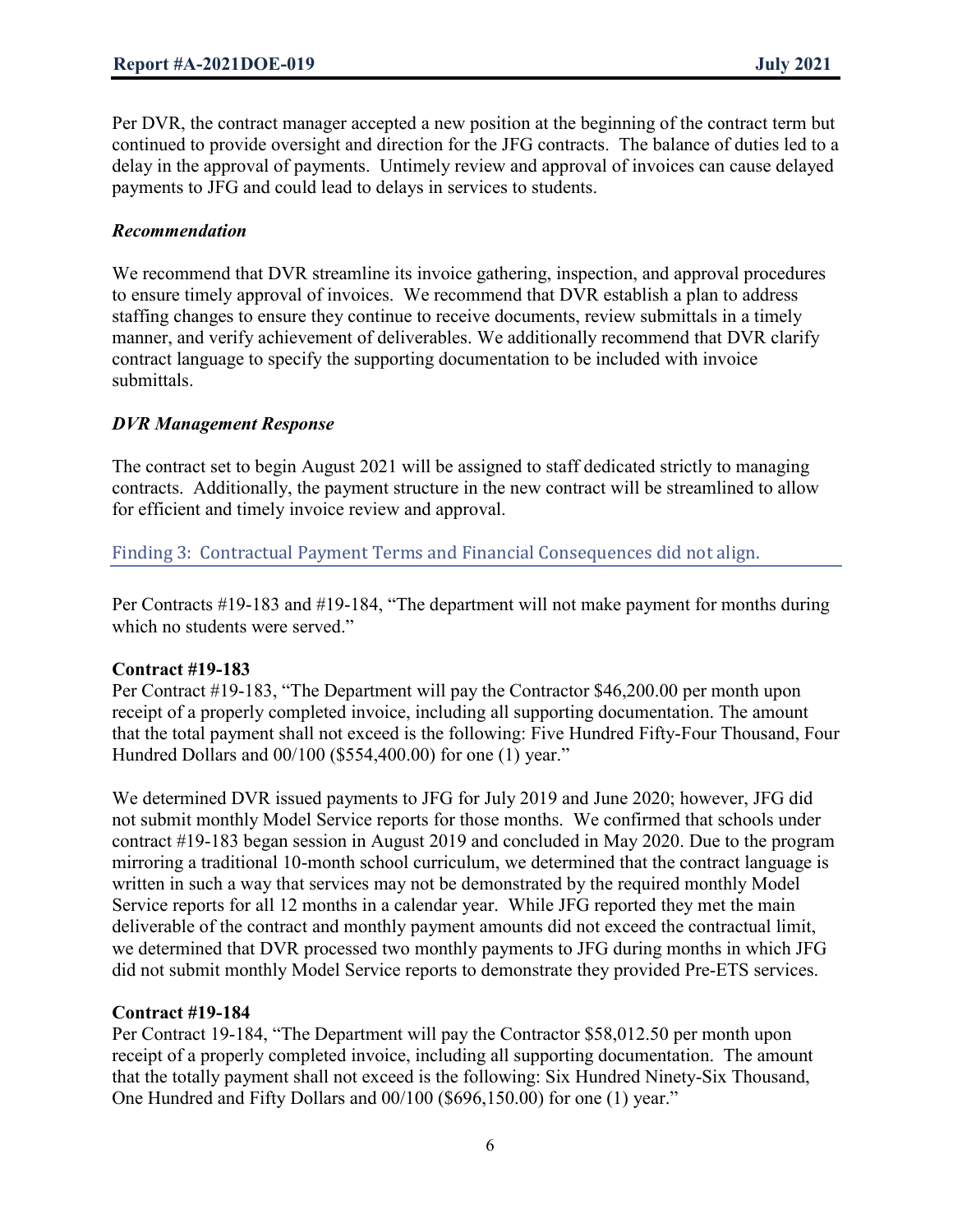Per DVR, the contract manager accepted a new position at the beginning of the contract term but continued to provide oversight and direction for the JFG contracts. The balance of duties led to a delay in the approval of payments. Untimely review and approval of invoices can cause delayed payments to JFG and could lead to delays in services to students.

### *Recommendation*

We recommend that DVR streamline its invoice gathering, inspection, and approval procedures to ensure timely approval of invoices. We recommend that DVR establish a plan to address staffing changes to ensure they continue to receive documents, review submittals in a timely manner, and verify achievement of deliverables. We additionally recommend that DVR clarify contract language to specify the supporting documentation to be included with invoice submittals.

### *DVR Management Response*

The contract set to begin August 2021 will be assigned to staff dedicated strictly to managing contracts. Additionally, the payment structure in the new contract will be streamlined to allow for efficient and timely invoice review and approval.

## Finding 3: Contractual Payment Terms and Financial Consequences did not align.

Per Contracts #19-183 and #19-184, "The department will not make payment for months during which no students were served."

**Contract #19-183**

Per Contract #19-183, "The Department will pay the Contractor $46,200.00 per month upon receipt of a properly completed invoice, including all supporting documentation. The amount that the total payment shall not exceed is the following: Five Hundred Fifty-Four Thousand, Four Hundred Dollars and 00/100 ($554,400.00) for one (1) year."

We determined DVR issued payments to JFG for July 2019 and June 2020; however, JFG did not submit monthly Model Service reports for those months. We confirmed that schools under contract #19-183 began session in August 2019 and concluded in May 2020. Due to the program mirroring a traditional 10-month school curriculum, we determined that the contract language is written in such a way that services may not be demonstrated by the required monthly Model Service reports for all 12 months in a calendar year. While JFG reported they met the main deliverable of the contract and monthly payment amounts did not exceed the contractual limit, we determined that DVR processed two monthly payments to JFG during months in which JFG did not submit monthly Model Service reports to demonstrate they provided Pre-ETS services.

**Contract #19-184**

Per Contract 19-184, "The Department will pay the Contractor $58,012.50 per month upon receipt of a properly completed invoice, including all supporting documentation. The amount that the totally payment shall not exceed is the following: Six Hundred Ninety-Six Thousand, One Hundred and Fifty Dollars and 00/100 ($696,150.00) for one (1) year."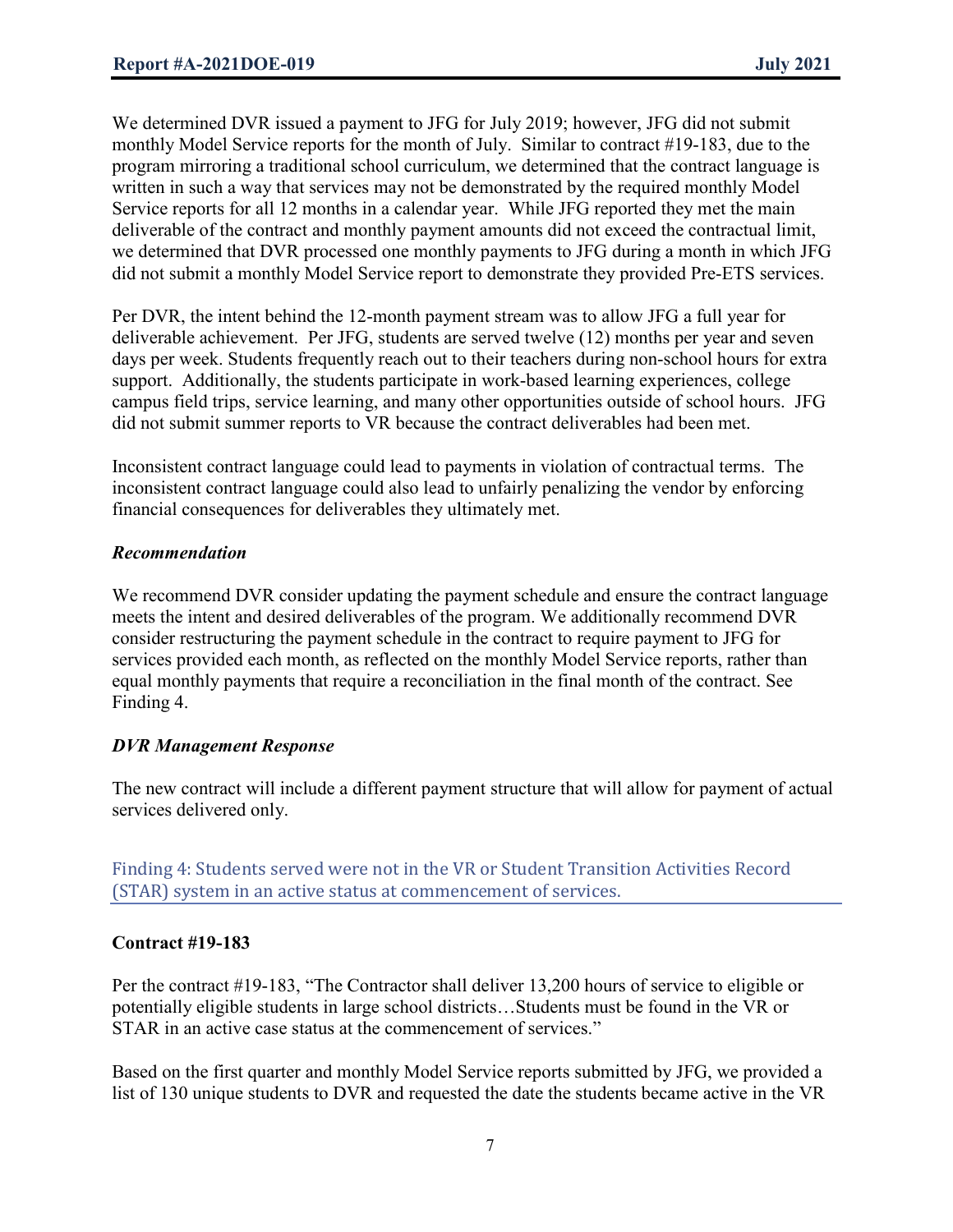We determined DVR issued a payment to JFG for July 2019; however, JFG did not submit monthly Model Service reports for the month of July. Similar to contract #19-183, due to the program mirroring a traditional school curriculum, we determined that the contract language is written in such a way that services may not be demonstrated by the required monthly Model Service reports for all 12 months in a calendar year. While JFG reported they met the main deliverable of the contract and monthly payment amounts did not exceed the contractual limit, we determined that DVR processed one monthly payments to JFG during a month in which JFG did not submit a monthly Model Service report to demonstrate they provided Pre-ETS services.

Per DVR, the intent behind the 12-month payment stream was to allow JFG a full year for deliverable achievement. Per JFG, students are served twelve (12) months per year and seven days per week. Students frequently reach out to their teachers during non-school hours for extra support. Additionally, the students participate in work-based learning experiences, college campus field trips, service learning, and many other opportunities outside of school hours. JFG did not submit summer reports to VR because the contract deliverables had been met.

Inconsistent contract language could lead to payments in violation of contractual terms. The inconsistent contract language could also lead to unfairly penalizing the vendor by enforcing financial consequences for deliverables they ultimately met.

### *Recommendation*

We recommend DVR consider updating the payment schedule and ensure the contract language meets the intent and desired deliverables of the program. We additionally recommend DVR consider restructuring the payment schedule in the contract to require payment to JFG for services provided each month, as reflected on the monthly Model Service reports, rather than equal monthly payments that require a reconciliation in the final month of the contract. See Finding 4.

### *DVR Management Response*

The new contract will include a different payment structure that will allow for payment of actual services delivered only.

## Finding 4: Students served were not in the VR or Student Transition Activities Record (STAR) system in an active status at commencement of services.

### Contract #19-183

Per the contract #19-183, "The Contractor shall deliver 13,200 hours of service to eligible or potentially eligible students in large school districts…Students must be found in the VR or STAR in an active case status at the commencement of services."

Based on the first quarter and monthly Model Service reports submitted by JFG, we provided a list of 130 unique students to DVR and requested the date the students became active in the VR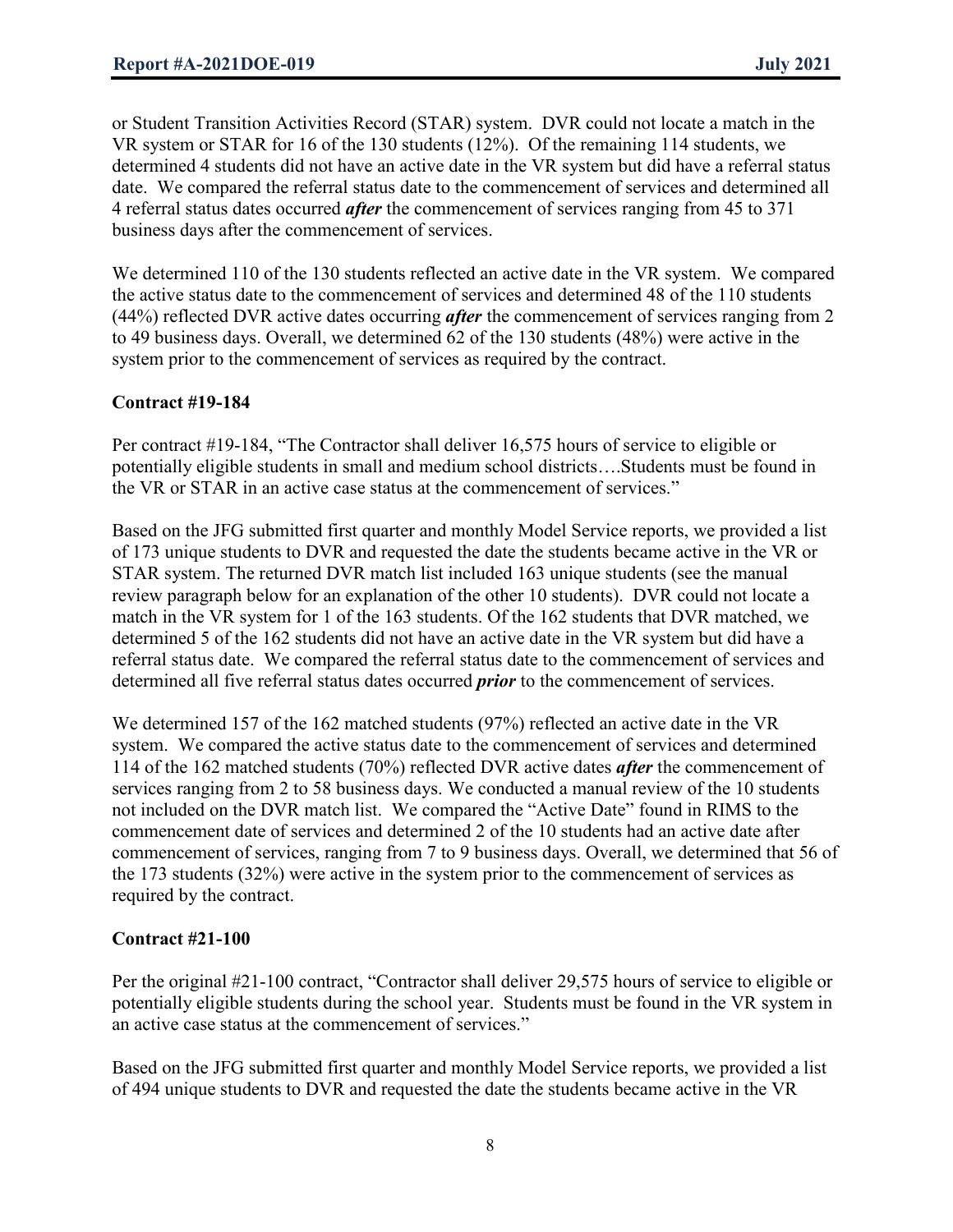or Student Transition Activities Record (STAR) system. DVR could not locate a match in the VR system or STAR for 16 of the 130 students (12%). Of the remaining 114 students, we determined 4 students did not have an active date in the VR system but did have a referral status date. We compared the referral status date to the commencement of services and determined all 4 referral status dates occurred ***after*** the commencement of services ranging from 45 to 371 business days after the commencement of services.

We determined 110 of the 130 students reflected an active date in the VR system. We compared the active status date to the commencement of services and determined 48 of the 110 students (44%) reflected DVR active dates occurring ***after*** the commencement of services ranging from 2 to 49 business days. Overall, we determined 62 of the 130 students (48%) were active in the system prior to the commencement of services as required by the contract.

**Contract #19-184**

Per contract #19-184, "The Contractor shall deliver 16,575 hours of service to eligible or potentially eligible students in small and medium school districts….Students must be found in the VR or STAR in an active case status at the commencement of services."

Based on the JFG submitted first quarter and monthly Model Service reports, we provided a list of 173 unique students to DVR and requested the date the students became active in the VR or STAR system. The returned DVR match list included 163 unique students (see the manual review paragraph below for an explanation of the other 10 students). DVR could not locate a match in the VR system for 1 of the 163 students. Of the 162 students that DVR matched, we determined 5 of the 162 students did not have an active date in the VR system but did have a referral status date. We compared the referral status date to the commencement of services and determined all five referral status dates occurred ***prior*** to the commencement of services.

We determined 157 of the 162 matched students (97%) reflected an active date in the VR system. We compared the active status date to the commencement of services and determined 114 of the 162 matched students (70%) reflected DVR active dates ***after*** the commencement of services ranging from 2 to 58 business days. We conducted a manual review of the 10 students not included on the DVR match list. We compared the "Active Date" found in RIMS to the commencement date of services and determined 2 of the 10 students had an active date after commencement of services, ranging from 7 to 9 business days. Overall, we determined that 56 of the 173 students (32%) were active in the system prior to the commencement of services as required by the contract.

**Contract #21-100**

Per the original #21-100 contract, "Contractor shall deliver 29,575 hours of service to eligible or potentially eligible students during the school year. Students must be found in the VR system in an active case status at the commencement of services."

Based on the JFG submitted first quarter and monthly Model Service reports, we provided a list of 494 unique students to DVR and requested the date the students became active in the VR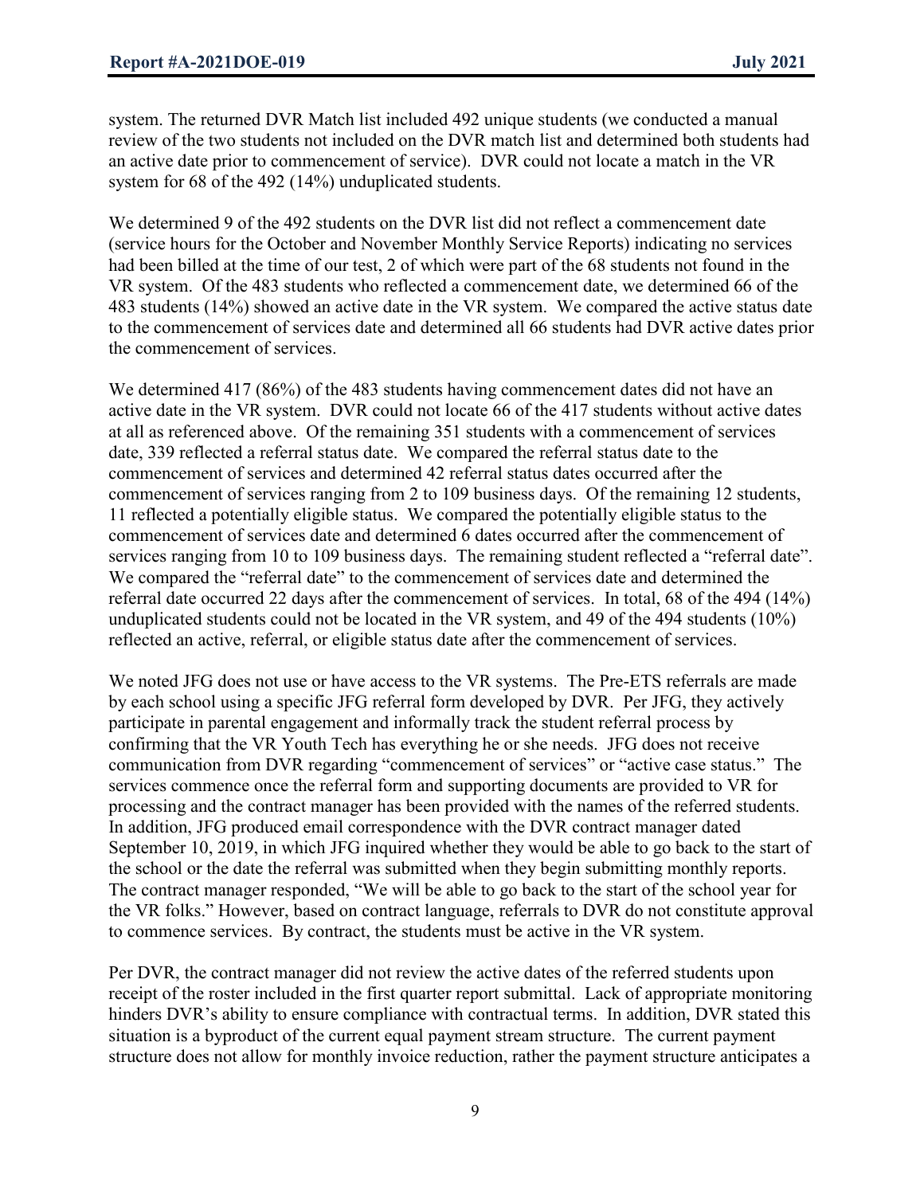system. The returned DVR Match list included 492 unique students (we conducted a manual review of the two students not included on the DVR match list and determined both students had an active date prior to commencement of service). DVR could not locate a match in the VR system for 68 of the 492 (14%) unduplicated students.

We determined 9 of the 492 students on the DVR list did not reflect a commencement date (service hours for the October and November Monthly Service Reports) indicating no services had been billed at the time of our test, 2 of which were part of the 68 students not found in the VR system. Of the 483 students who reflected a commencement date, we determined 66 of the 483 students (14%) showed an active date in the VR system. We compared the active status date to the commencement of services date and determined all 66 students had DVR active dates prior the commencement of services.

We determined 417 (86%) of the 483 students having commencement dates did not have an active date in the VR system. DVR could not locate 66 of the 417 students without active dates at all as referenced above. Of the remaining 351 students with a commencement of services date, 339 reflected a referral status date. We compared the referral status date to the commencement of services and determined 42 referral status dates occurred after the commencement of services ranging from 2 to 109 business days. Of the remaining 12 students, 11 reflected a potentially eligible status. We compared the potentially eligible status to the commencement of services date and determined 6 dates occurred after the commencement of services ranging from 10 to 109 business days. The remaining student reflected a "referral date". We compared the "referral date" to the commencement of services date and determined the referral date occurred 22 days after the commencement of services. In total, 68 of the 494 (14%) unduplicated students could not be located in the VR system, and 49 of the 494 students (10%) reflected an active, referral, or eligible status date after the commencement of services.

We noted JFG does not use or have access to the VR systems. The Pre-ETS referrals are made by each school using a specific JFG referral form developed by DVR. Per JFG, they actively participate in parental engagement and informally track the student referral process by confirming that the VR Youth Tech has everything he or she needs. JFG does not receive communication from DVR regarding "commencement of services" or "active case status." The services commence once the referral form and supporting documents are provided to VR for processing and the contract manager has been provided with the names of the referred students. In addition, JFG produced email correspondence with the DVR contract manager dated September 10, 2019, in which JFG inquired whether they would be able to go back to the start of the school or the date the referral was submitted when they begin submitting monthly reports. The contract manager responded, "We will be able to go back to the start of the school year for the VR folks." However, based on contract language, referrals to DVR do not constitute approval to commence services. By contract, the students must be active in the VR system.

Per DVR, the contract manager did not review the active dates of the referred students upon receipt of the roster included in the first quarter report submittal. Lack of appropriate monitoring hinders DVR's ability to ensure compliance with contractual terms. In addition, DVR stated this situation is a byproduct of the current equal payment stream structure. The current payment structure does not allow for monthly invoice reduction, rather the payment structure anticipates a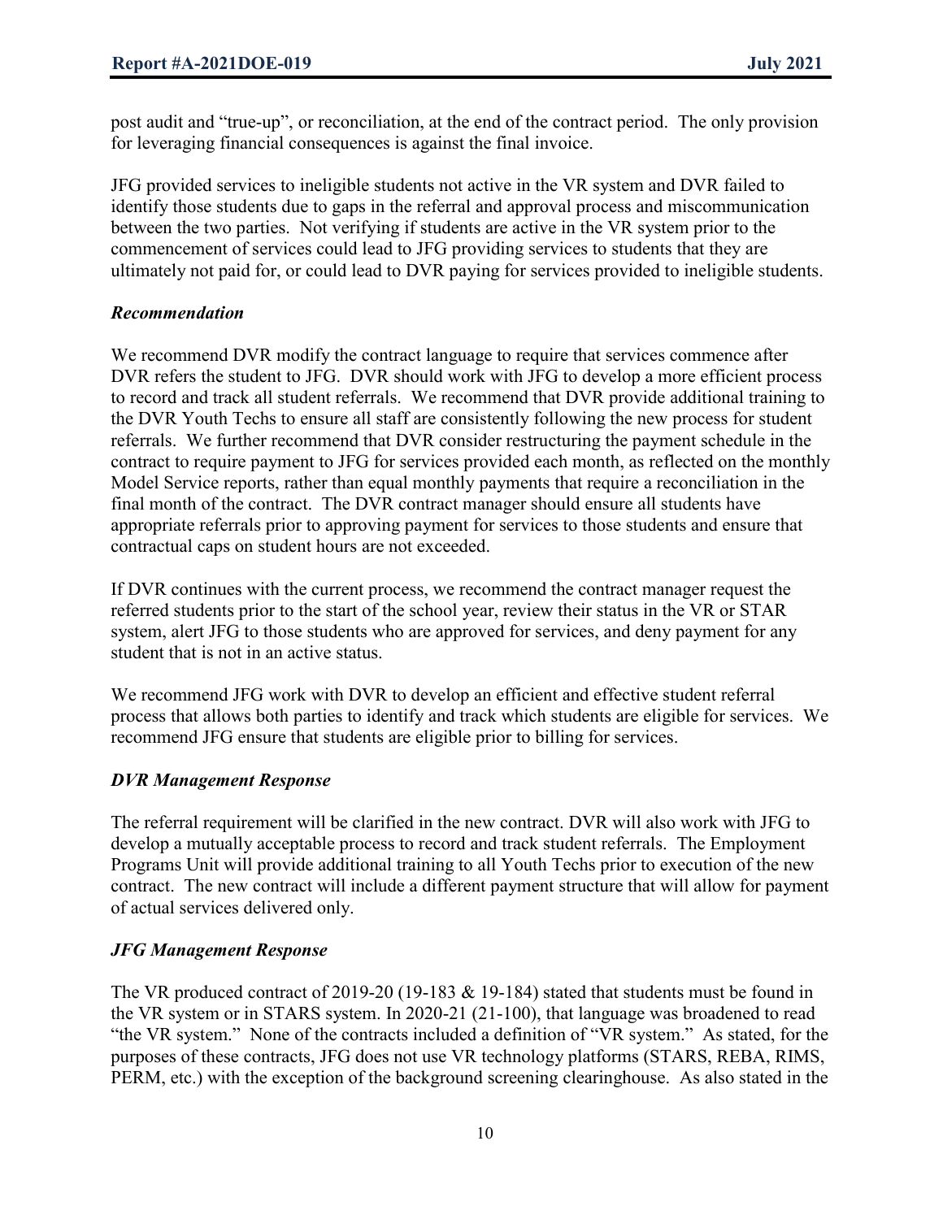post audit and "true-up", or reconciliation, at the end of the contract period. The only provision for leveraging financial consequences is against the final invoice.

JFG provided services to ineligible students not active in the VR system and DVR failed to identify those students due to gaps in the referral and approval process and miscommunication between the two parties. Not verifying if students are active in the VR system prior to the commencement of services could lead to JFG providing services to students that they are ultimately not paid for, or could lead to DVR paying for services provided to ineligible students.

### *Recommendation*

We recommend DVR modify the contract language to require that services commence after DVR refers the student to JFG. DVR should work with JFG to develop a more efficient process to record and track all student referrals. We recommend that DVR provide additional training to the DVR Youth Techs to ensure all staff are consistently following the new process for student referrals. We further recommend that DVR consider restructuring the payment schedule in the contract to require payment to JFG for services provided each month, as reflected on the monthly Model Service reports, rather than equal monthly payments that require a reconciliation in the final month of the contract. The DVR contract manager should ensure all students have appropriate referrals prior to approving payment for services to those students and ensure that contractual caps on student hours are not exceeded.

If DVR continues with the current process, we recommend the contract manager request the referred students prior to the start of the school year, review their status in the VR or STAR system, alert JFG to those students who are approved for services, and deny payment for any student that is not in an active status.

We recommend JFG work with DVR to develop an efficient and effective student referral process that allows both parties to identify and track which students are eligible for services. We recommend JFG ensure that students are eligible prior to billing for services.

### *DVR Management Response*

The referral requirement will be clarified in the new contract. DVR will also work with JFG to develop a mutually acceptable process to record and track student referrals. The Employment Programs Unit will provide additional training to all Youth Techs prior to execution of the new contract. The new contract will include a different payment structure that will allow for payment of actual services delivered only.

### *JFG Management Response*

The VR produced contract of 2019-20 (19-183 & 19-184) stated that students must be found in the VR system or in STARS system. In 2020-21 (21-100), that language was broadened to read "the VR system." None of the contracts included a definition of "VR system." As stated, for the purposes of these contracts, JFG does not use VR technology platforms (STARS, REBA, RIMS, PERM, etc.) with the exception of the background screening clearinghouse. As also stated in the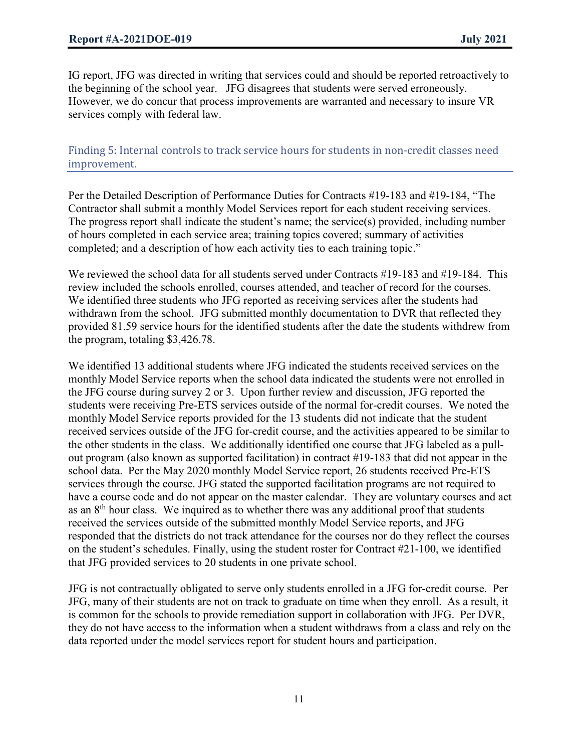IG report, JFG was directed in writing that services could and should be reported retroactively to the beginning of the school year. JFG disagrees that students were served erroneously. However, we do concur that process improvements are warranted and necessary to insure VR services comply with federal law.

## Finding 5: Internal controls to track service hours for students in non-credit classes need improvement.

Per the Detailed Description of Performance Duties for Contracts #19-183 and #19-184, "The Contractor shall submit a monthly Model Services report for each student receiving services. The progress report shall indicate the student's name; the service(s) provided, including number of hours completed in each service area; training topics covered; summary of activities completed; and a description of how each activity ties to each training topic."

We reviewed the school data for all students served under Contracts #19-183 and #19-184. This review included the schools enrolled, courses attended, and teacher of record for the courses. We identified three students who JFG reported as receiving services after the students had withdrawn from the school. JFG submitted monthly documentation to DVR that reflected they provided 81.59 service hours for the identified students after the date the students withdrew from the program, totaling $3,426.78.

We identified 13 additional students where JFG indicated the students received services on the monthly Model Service reports when the school data indicated the students were not enrolled in the JFG course during survey 2 or 3. Upon further review and discussion, JFG reported the students were receiving Pre-ETS services outside of the normal for-credit courses. We noted the monthly Model Service reports provided for the 13 students did not indicate that the student received services outside of the JFG for-credit course, and the activities appeared to be similar to the other students in the class. We additionally identified one course that JFG labeled as a pull-out program (also known as supported facilitation) in contract #19-183 that did not appear in the school data. Per the May 2020 monthly Model Service report, 26 students received Pre-ETS services through the course. JFG stated the supported facilitation programs are not required to have a course code and do not appear on the master calendar. They are voluntary courses and act as an 8th hour class. We inquired as to whether there was any additional proof that students received the services outside of the submitted monthly Model Service reports, and JFG responded that the districts do not track attendance for the courses nor do they reflect the courses on the student's schedules. Finally, using the student roster for Contract #21-100, we identified that JFG provided services to 20 students in one private school.

JFG is not contractually obligated to serve only students enrolled in a JFG for-credit course. Per JFG, many of their students are not on track to graduate on time when they enroll. As a result, it is common for the schools to provide remediation support in collaboration with JFG. Per DVR, they do not have access to the information when a student withdraws from a class and rely on the data reported under the model services report for student hours and participation.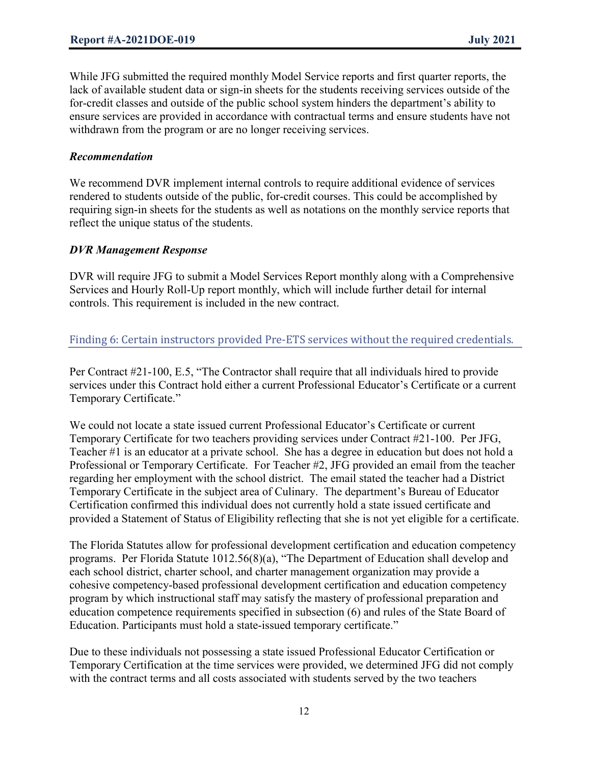While JFG submitted the required monthly Model Service reports and first quarter reports, the lack of available student data or sign-in sheets for the students receiving services outside of the for-credit classes and outside of the public school system hinders the department's ability to ensure services are provided in accordance with contractual terms and ensure students have not withdrawn from the program or are no longer receiving services.

### *Recommendation*

We recommend DVR implement internal controls to require additional evidence of services rendered to students outside of the public, for-credit courses. This could be accomplished by requiring sign-in sheets for the students as well as notations on the monthly service reports that reflect the unique status of the students.

### *DVR Management Response*

DVR will require JFG to submit a Model Services Report monthly along with a Comprehensive Services and Hourly Roll-Up report monthly, which will include further detail for internal controls. This requirement is included in the new contract.

## Finding 6: Certain instructors provided Pre-ETS services without the required credentials.

Per Contract #21-100, E.5, "The Contractor shall require that all individuals hired to provide services under this Contract hold either a current Professional Educator's Certificate or a current Temporary Certificate."

We could not locate a state issued current Professional Educator's Certificate or current Temporary Certificate for two teachers providing services under Contract #21-100. Per JFG, Teacher #1 is an educator at a private school. She has a degree in education but does not hold a Professional or Temporary Certificate. For Teacher #2, JFG provided an email from the teacher regarding her employment with the school district. The email stated the teacher had a District Temporary Certificate in the subject area of Culinary. The department's Bureau of Educator Certification confirmed this individual does not currently hold a state issued certificate and provided a Statement of Status of Eligibility reflecting that she is not yet eligible for a certificate.

The Florida Statutes allow for professional development certification and education competency programs. Per Florida Statute 1012.56(8)(a), "The Department of Education shall develop and each school district, charter school, and charter management organization may provide a cohesive competency-based professional development certification and education competency program by which instructional staff may satisfy the mastery of professional preparation and education competence requirements specified in subsection (6) and rules of the State Board of Education. Participants must hold a state-issued temporary certificate."

Due to these individuals not possessing a state issued Professional Educator Certification or Temporary Certification at the time services were provided, we determined JFG did not comply with the contract terms and all costs associated with students served by the two teachers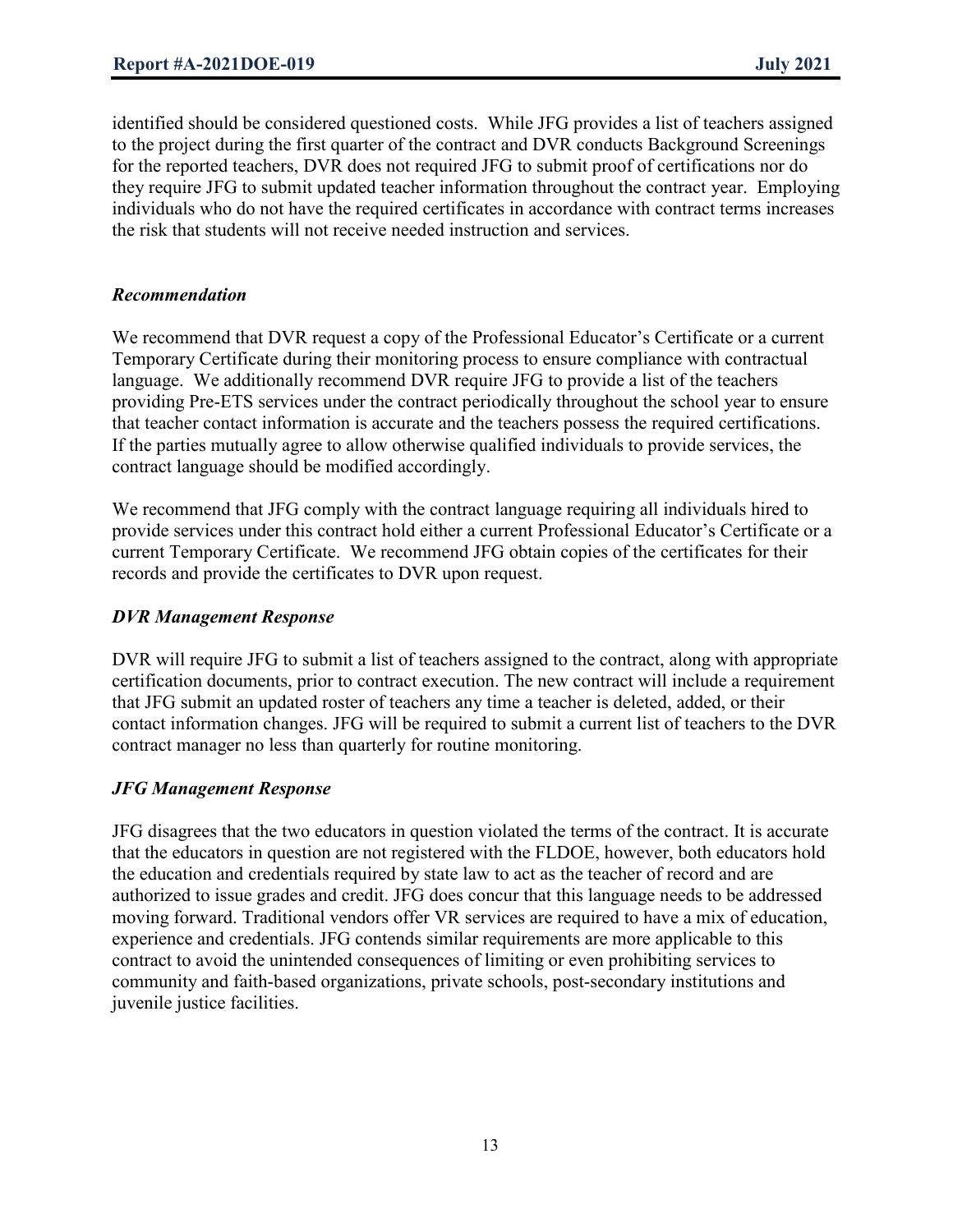identified should be considered questioned costs. While JFG provides a list of teachers assigned to the project during the first quarter of the contract and DVR conducts Background Screenings for the reported teachers, DVR does not required JFG to submit proof of certifications nor do they require JFG to submit updated teacher information throughout the contract year. Employing individuals who do not have the required certificates in accordance with contract terms increases the risk that students will not receive needed instruction and services.

### *Recommendation*

We recommend that DVR request a copy of the Professional Educator's Certificate or a current Temporary Certificate during their monitoring process to ensure compliance with contractual language. We additionally recommend DVR require JFG to provide a list of the teachers providing Pre-ETS services under the contract periodically throughout the school year to ensure that teacher contact information is accurate and the teachers possess the required certifications. If the parties mutually agree to allow otherwise qualified individuals to provide services, the contract language should be modified accordingly.

We recommend that JFG comply with the contract language requiring all individuals hired to provide services under this contract hold either a current Professional Educator's Certificate or a current Temporary Certificate. We recommend JFG obtain copies of the certificates for their records and provide the certificates to DVR upon request.

### *DVR Management Response*

DVR will require JFG to submit a list of teachers assigned to the contract, along with appropriate certification documents, prior to contract execution. The new contract will include a requirement that JFG submit an updated roster of teachers any time a teacher is deleted, added, or their contact information changes. JFG will be required to submit a current list of teachers to the DVR contract manager no less than quarterly for routine monitoring.

### *JFG Management Response*

JFG disagrees that the two educators in question violated the terms of the contract. It is accurate that the educators in question are not registered with the FLDOE, however, both educators hold the education and credentials required by state law to act as the teacher of record and are authorized to issue grades and credit. JFG does concur that this language needs to be addressed moving forward. Traditional vendors offer VR services are required to have a mix of education, experience and credentials. JFG contends similar requirements are more applicable to this contract to avoid the unintended consequences of limiting or even prohibiting services to community and faith-based organizations, private schools, post-secondary institutions and juvenile justice facilities.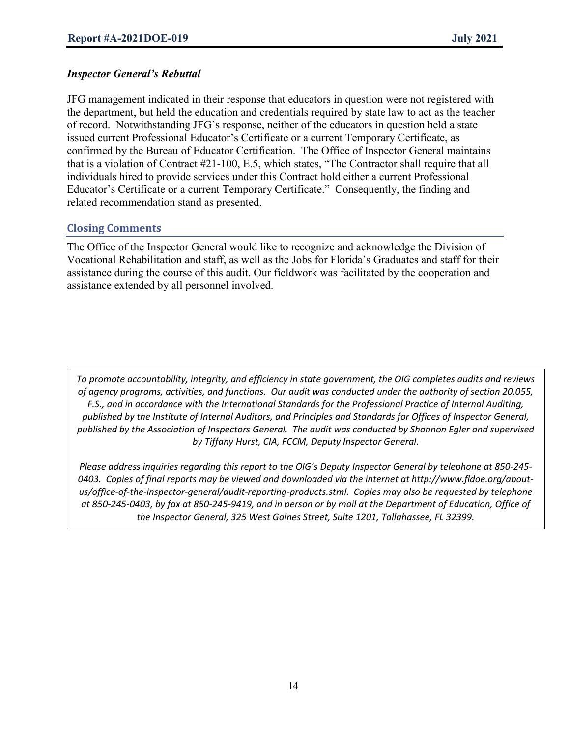### *Inspector General's Rebuttal*

JFG management indicated in their response that educators in question were not registered with the department, but held the education and credentials required by state law to act as the teacher of record. Notwithstanding JFG's response, neither of the educators in question held a state issued current Professional Educator's Certificate or a current Temporary Certificate, as confirmed by the Bureau of Educator Certification. The Office of Inspector General maintains that is a violation of Contract #21-100, E.5, which states, "The Contractor shall require that all individuals hired to provide services under this Contract hold either a current Professional Educator's Certificate or a current Temporary Certificate." Consequently, the finding and related recommendation stand as presented.

## Closing Comments

The Office of the Inspector General would like to recognize and acknowledge the Division of Vocational Rehabilitation and staff, as well as the Jobs for Florida's Graduates and staff for their assistance during the course of this audit. Our fieldwork was facilitated by the cooperation and assistance extended by all personnel involved.

*To promote accountability, integrity, and efficiency in state government, the OIG completes audits and reviews of agency programs, activities, and functions. Our audit was conducted under the authority of section 20.055, F.S., and in accordance with the International Standards for the Professional Practice of Internal Auditing, published by the Institute of Internal Auditors, and Principles and Standards for Offices of Inspector General, published by the Association of Inspectors General. The audit was conducted by Shannon Egler and supervised by Tiffany Hurst, CIA, FCCM, Deputy Inspector General.*

*Please address inquiries regarding this report to the OIG's Deputy Inspector General by telephone at 850-245-0403. Copies of final reports may be viewed and downloaded via the internet at http://www.fldoe.org/about-us/office-of-the-inspector-general/audit-reporting-products.stml. Copies may also be requested by telephone at 850-245-0403, by fax at 850-245-9419, and in person or by mail at the Department of Education, Office of the Inspector General, 325 West Gaines Street, Suite 1201, Tallahassee, FL 32399.*